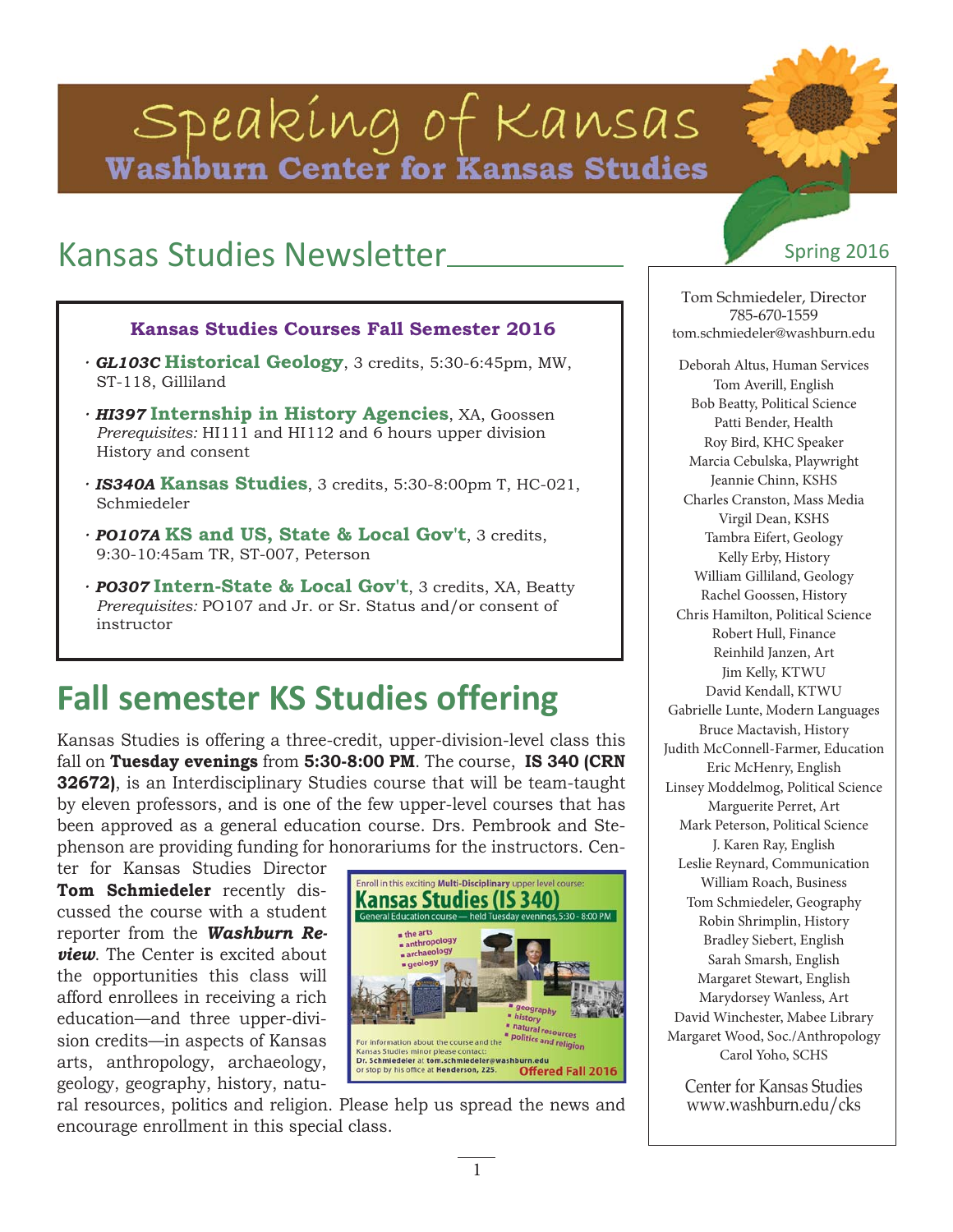# Speaking of Kansas

## Washburn Center for Kansas Studies

## Kansas Studies Newsletter

Spring 2016

**Kansas Studies Courses Fall Semester 2016**

- ***GL103C*** **Historical Geology**, 3 credits, 5:30-6:45pm, MW, ST-118, Gilliland
- ***HI397*** **Internship in History Agencies**, XA, Goossen *Prerequisites:* HI111 and HI112 and 6 hours upper division History and consent
- ***IS340A*** **Kansas Studies**, 3 credits, 5:30-8:00pm T, HC-021, Schmiedeler
- ***PO107A*** **KS and US, State & Local Gov't**, 3 credits, 9:30-10:45am TR, ST-007, Peterson
- ***PO307*** **Intern-State & Local Gov't**, 3 credits, XA, Beatty *Prerequisites:* PO107 and Jr. or Sr. Status and/or consent of instructor

## Fall semester KS Studies offering

Kansas Studies is offering a three-credit, upper-division-level class this fall on **Tuesday evenings** from **5:30-8:00 PM**. The course, **IS 340 (CRN 32672)**, is an Interdisciplinary Studies course that will be team-taught by eleven professors, and is one of the few upper-level courses that has been approved as a general education course. Drs. Pembrook and Stephenson are providing funding for honorariums for the instructors. Center for Kansas Studies Director **Tom Schmiedeler** recently discussed the course with a student reporter from the ***Washburn Review***. The Center is excited about the opportunities this class will afford enrollees in receiving a rich education—and three upper-division credits—in aspects of Kansas arts, anthropology, archaeology, geology, geography, history, natural resources, politics and religion. Please help us spread the news and encourage enrollment in this special class.

Enroll in this exciting **Multi-Disciplinary** upper level course:
**Kansas Studies (IS 340)**
General Education course — held Tuesday evenings, 5:30 - 8:00 PM

- the arts
- anthropology
- archaeology
- geology
- geography
- history
- natural resources
- politics and religion

For information about the course and the Kansas Studies minor please contact: **Dr. Schmiedeler** at **tom.schmiedeler@washburn.edu** or stop by his office at **Henderson, 225**.
**Offered Fall 2016**

---

Tom Schmiedeler, Director
785-670-1559
tom.schmiedeler@washburn.edu

Deborah Altus, Human Services
Tom Averill, English
Bob Beatty, Political Science
Patti Bender, Health
Roy Bird, KHC Speaker
Marcia Cebulska, Playwright
Jeannie Chinn, KSHS
Charles Cranston, Mass Media
Virgil Dean, KSHS
Tambra Eifert, Geology
Kelly Erby, History
William Gilliland, Geology
Rachel Goossen, History
Chris Hamilton, Political Science
Robert Hull, Finance
Reinhild Janzen, Art
Jim Kelly, KTWU
David Kendall, KTWU
Gabrielle Lunte, Modern Languages
Bruce Mactavish, History
Judith McConnell-Farmer, Education
Eric McHenry, English
Linsey Moddelmog, Political Science
Marguerite Perret, Art
Mark Peterson, Political Science
J. Karen Ray, English
Leslie Reynard, Communication
William Roach, Business
Tom Schmiedeler, Geography
Robin Shrimplin, History
Bradley Siebert, English
Sarah Smarsh, English
Margaret Stewart, English
Marydorsey Wanless, Art
David Winchester, Mabee Library
Margaret Wood, Soc./Anthropology
Carol Yoho, SCHS

Center for Kansas Studies
www.washburn.edu/cks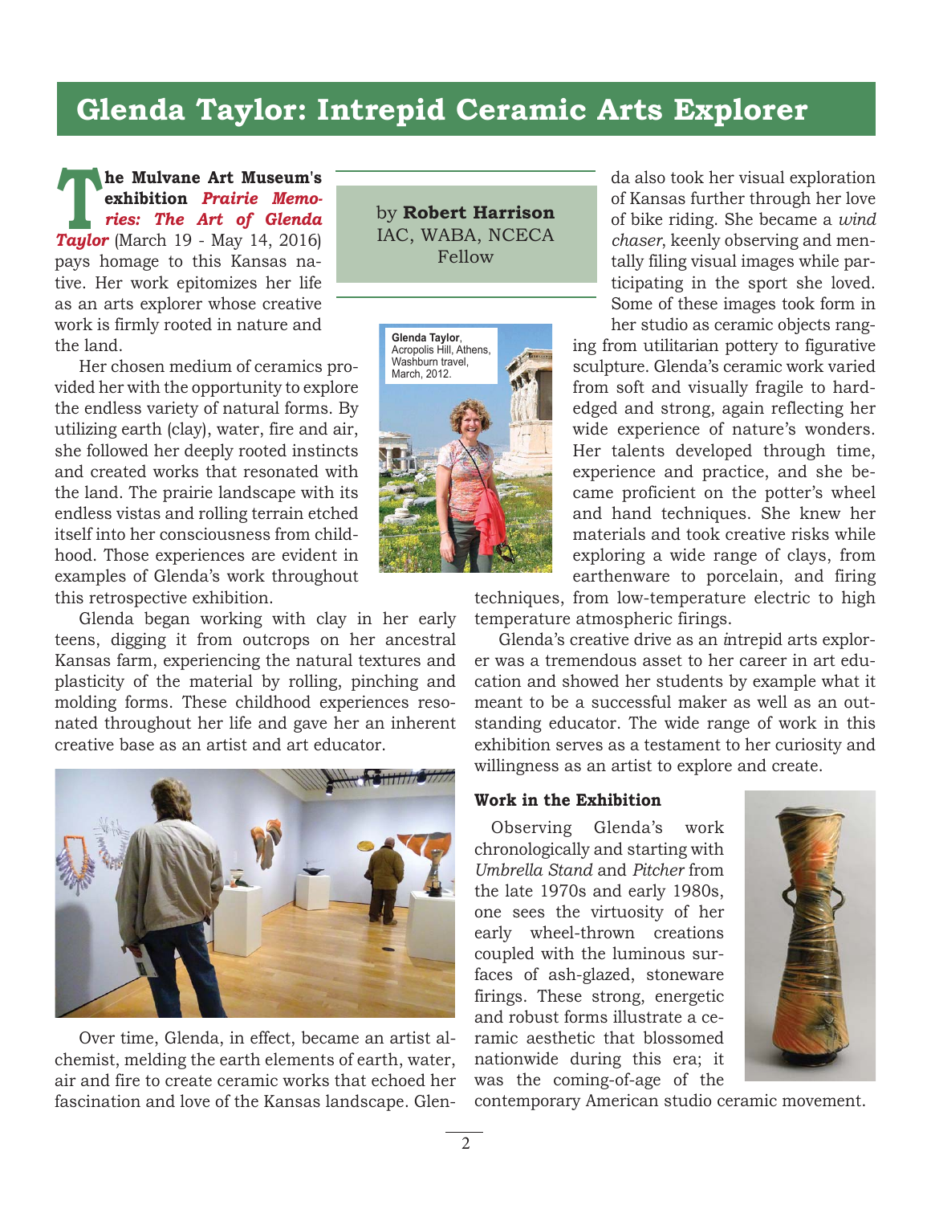# Glenda Taylor: Intrepid Ceramic Arts Explorer

by **Robert Harrison**
IAC, WABA, NCECA Fellow

**The Mulvane Art Museum's exhibition** ***Prairie Memories: The Art of Glenda Taylor*** (March 19 - May 14, 2016) pays homage to this Kansas native. Her work epitomizes her life as an arts explorer whose creative work is firmly rooted in nature and the land.

Her chosen medium of ceramics provided her with the opportunity to explore the endless variety of natural forms. By utilizing earth (clay), water, fire and air, she followed her deeply rooted instincts and created works that resonated with the land. The prairie landscape with its endless vistas and rolling terrain etched itself into her consciousness from childhood. Those experiences are evident in examples of Glenda's work throughout this retrospective exhibition.

**Glenda Taylor**, Acropolis Hill, Athens, Washburn travel, March, 2012.

Glenda began working with clay in her early teens, digging it from outcrops on her ancestral Kansas farm, experiencing the natural textures and plasticity of the material by rolling, pinching and molding forms. These childhood experiences resonated throughout her life and gave her an inherent creative base as an artist and art educator.

Over time, Glenda, in effect, became an artist alchemist, melding the earth elements of earth, water, air and fire to create ceramic works that echoed her fascination and love of the Kansas landscape. Glenda also took her visual exploration of Kansas further through her love of bike riding. She became a *wind chaser*, keenly observing and mentally filing visual images while participating in the sport she loved. Some of these images took form in her studio as ceramic objects ranging from utilitarian pottery to figurative sculpture. Glenda's ceramic work varied from soft and visually fragile to hard-edged and strong, again reflecting her wide experience of nature's wonders. Her talents developed through time, experience and practice, and she became proficient on the potter's wheel and hand techniques. She knew her materials and took creative risks while exploring a wide range of clays, from earthenware to porcelain, and firing techniques, from low-temperature electric to high temperature atmospheric firings.

Glenda's creative drive as an intrepid arts explorer was a tremendous asset to her career in art education and showed her students by example what it meant to be a successful maker as well as an outstanding educator. The wide range of work in this exhibition serves as a testament to her curiosity and willingness as an artist to explore and create.

### Work in the Exhibition

Observing Glenda's work chronologically and starting with *Umbrella Stand* and *Pitcher* from the late 1970s and early 1980s, one sees the virtuosity of her early wheel-thrown creations coupled with the luminous surfaces of ash-glazed, stoneware firings. These strong, energetic and robust forms illustrate a ceramic aesthetic that blossomed nationwide during this era; it was the coming-of-age of the contemporary American studio ceramic movement.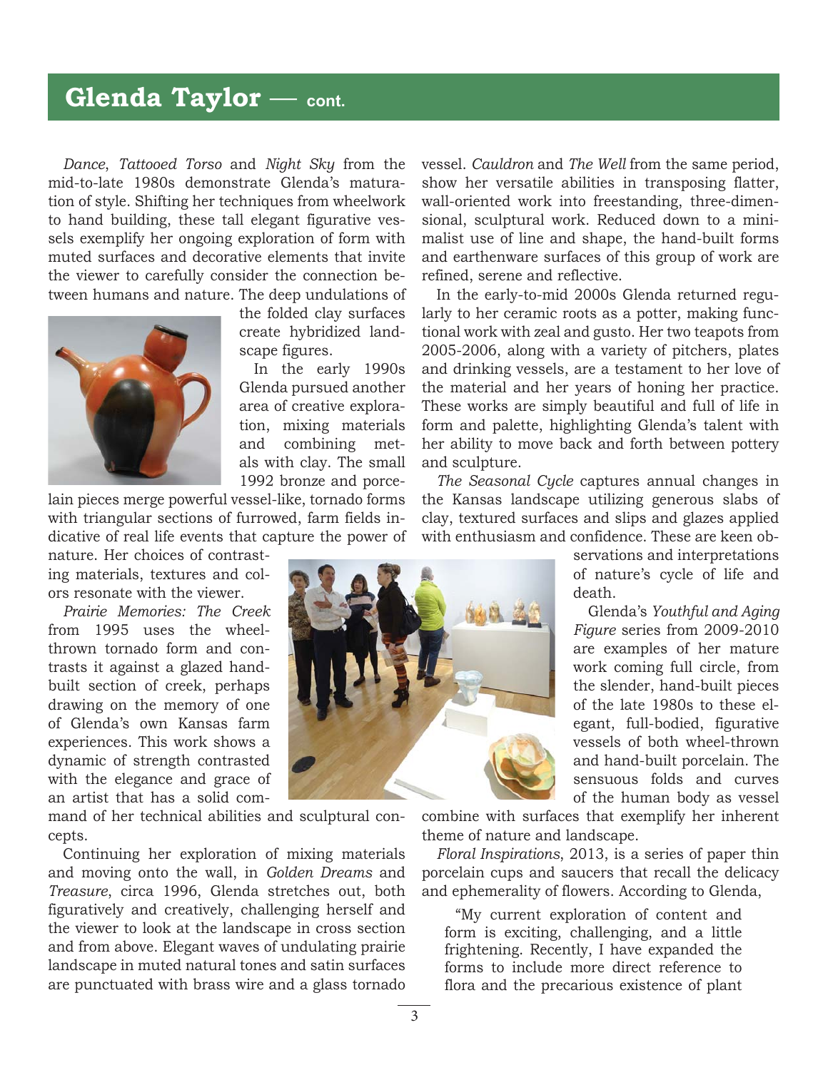## Glenda Taylor — cont.

*Dance*, *Tattooed Torso* and *Night Sky* from the mid-to-late 1980s demonstrate Glenda's maturation of style. Shifting her techniques from wheelwork to hand building, these tall elegant figurative vessels exemplify her ongoing exploration of form with muted surfaces and decorative elements that invite the viewer to carefully consider the connection between humans and nature. The deep undulations of the folded clay surfaces create hybridized landscape figures.

In the early 1990s Glenda pursued another area of creative exploration, mixing materials and combining metals with clay. The small 1992 bronze and porcelain pieces merge powerful vessel-like, tornado forms with triangular sections of furrowed, farm fields indicative of real life events that capture the power of nature. Her choices of contrasting materials, textures and colors resonate with the viewer.

*Prairie Memories: The Creek* from 1995 uses the wheel-thrown tornado form and contrasts it against a glazed hand-built section of creek, perhaps drawing on the memory of one of Glenda's own Kansas farm experiences. This work shows a dynamic of strength contrasted with the elegance and grace of an artist that has a solid command of her technical abilities and sculptural concepts.

Continuing her exploration of mixing materials and moving onto the wall, in *Golden Dreams* and *Treasure*, circa 1996, Glenda stretches out, both figuratively and creatively, challenging herself and the viewer to look at the landscape in cross section and from above. Elegant waves of undulating prairie landscape in muted natural tones and satin surfaces are punctuated with brass wire and a glass tornado vessel. *Cauldron* and *The Well* from the same period, show her versatile abilities in transposing flatter, wall-oriented work into freestanding, three-dimensional, sculptural work. Reduced down to a minimalist use of line and shape, the hand-built forms and earthenware surfaces of this group of work are refined, serene and reflective.

In the early-to-mid 2000s Glenda returned regularly to her ceramic roots as a potter, making functional work with zeal and gusto. Her two teapots from 2005-2006, along with a variety of pitchers, plates and drinking vessels, are a testament to her love of the material and her years of honing her practice. These works are simply beautiful and full of life in form and palette, highlighting Glenda's talent with her ability to move back and forth between pottery and sculpture.

*The Seasonal Cycle* captures annual changes in the Kansas landscape utilizing generous slabs of clay, textured surfaces and slips and glazes applied with enthusiasm and confidence. These are keen observations and interpretations of nature's cycle of life and death.

Glenda's *Youthful and Aging Figure* series from 2009-2010 are examples of her mature work coming full circle, from the slender, hand-built pieces of the late 1980s to these elegant, full-bodied, figurative vessels of both wheel-thrown and hand-built porcelain. The sensuous folds and curves of the human body as vessel combine with surfaces that exemplify her inherent theme of nature and landscape.

*Floral Inspirations*, 2013, is a series of paper thin porcelain cups and saucers that recall the delicacy and ephemerality of flowers. According to Glenda,

> "My current exploration of content and form is exciting, challenging, and a little frightening. Recently, I have expanded the forms to include more direct reference to flora and the precarious existence of plant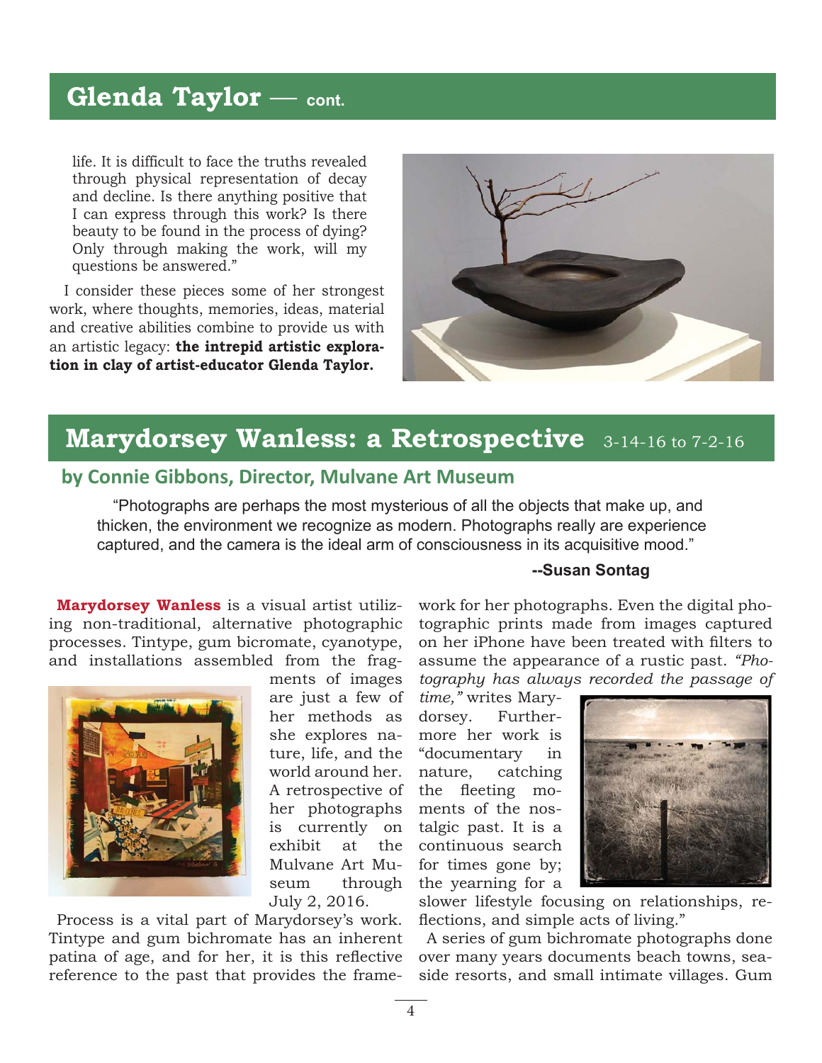## Glenda Taylor — cont.

life. It is difficult to face the truths revealed through physical representation of decay and decline. Is there anything positive that I can express through this work? Is there beauty to be found in the process of dying? Only through making the work, will my questions be answered."

I consider these pieces some of her strongest work, where thoughts, memories, ideas, material and creative abilities combine to provide us with an artistic legacy: **the intrepid artistic exploration in clay of artist-educator Glenda Taylor.**

## Marydorsey Wanless: a Retrospective 3-14-16 to 7-2-16

### by Connie Gibbons, Director, Mulvane Art Museum

"Photographs are perhaps the most mysterious of all the objects that make up, and thicken, the environment we recognize as modern. Photographs really are experience captured, and the camera is the ideal arm of consciousness in its acquisitive mood."

**--Susan Sontag**

**Marydorsey Wanless** is a visual artist utilizing non-traditional, alternative photographic processes. Tintype, gum bicromate, cyanotype, and installations assembled from the fragments of images are just a few of her methods as she explores nature, life, and the world around her. A retrospective of her photographs is currently on exhibit at the Mulvane Art Museum through July 2, 2016.

Process is a vital part of Marydorsey's work. Tintype and gum bichromate has an inherent patina of age, and for her, it is this reflective reference to the past that provides the framework for her photographs. Even the digital photographic prints made from images captured on her iPhone have been treated with filters to assume the appearance of a rustic past. *"Photography has always recorded the passage of time,"* writes Marydorsey. Furthermore her work is "documentary in nature, catching the fleeting moments of the nostalgic past. It is a continuous search for times gone by; the yearning for a slower lifestyle focusing on relationships, reflections, and simple acts of living."

A series of gum bichromate photographs done over many years documents beach towns, seaside resorts, and small intimate villages. Gum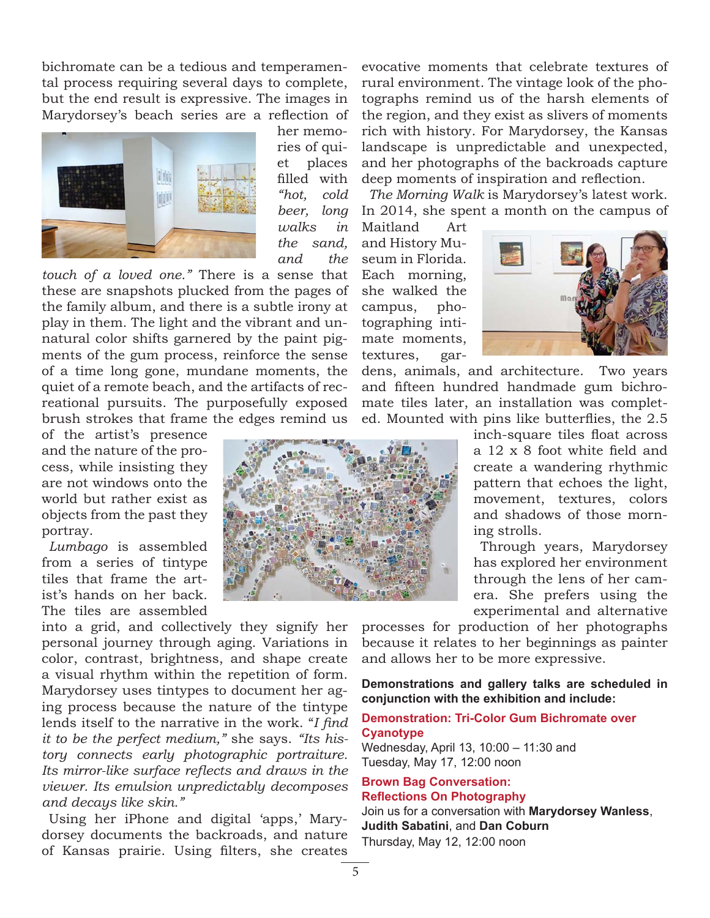bichromate can be a tedious and temperamental process requiring several days to complete, but the end result is expressive. The images in Marydorsey's beach series are a reflection of her memories of quiet places filled with *"hot, cold beer, long walks in the sand, and the touch of a loved one."* There is a sense that these are snapshots plucked from the pages of the family album, and there is a subtle irony at play in them. The light and the vibrant and unnatural color shifts garnered by the paint pigments of the gum process, reinforce the sense of a time long gone, mundane moments, the quiet of a remote beach, and the artifacts of recreational pursuits. The purposefully exposed brush strokes that frame the edges remind us of the artist's presence and the nature of the process, while insisting they are not windows onto the world but rather exist as objects from the past they portray.

*Lumbago* is assembled from a series of tintype tiles that frame the artist's hands on her back. The tiles are assembled into a grid, and collectively they signify her personal journey through aging. Variations in color, contrast, brightness, and shape create a visual rhythm within the repetition of form. Marydorsey uses tintypes to document her aging process because the nature of the tintype lends itself to the narrative in the work. *"I find it to be the perfect medium,"* she says. *"Its history connects early photographic portraiture. Its mirror-like surface reflects and draws in the viewer. Its emulsion unpredictably decomposes and decays like skin."*

Using her iPhone and digital 'apps,' Marydorsey documents the backroads, and nature of Kansas prairie. Using filters, she creates evocative moments that celebrate textures of rural environment. The vintage look of the photographs remind us of the harsh elements of the region, and they exist as slivers of moments rich with history. For Marydorsey, the Kansas landscape is unpredictable and unexpected, and her photographs of the backroads capture deep moments of inspiration and reflection.

*The Morning Walk* is Marydorsey's latest work. In 2014, she spent a month on the campus of Maitland Art and History Museum in Florida. Each morning, she walked the campus, photographing intimate moments, textures, gardens, animals, and architecture. Two years and fifteen hundred handmade gum bichromate tiles later, an installation was completed. Mounted with pins like butterflies, the 2.5 inch-square tiles float across a 12 x 8 foot white field and create a wandering rhythmic pattern that echoes the light, movement, textures, colors and shadows of those morning strolls.

Through years, Marydorsey has explored her environment through the lens of her camera. She prefers using the experimental and alternative processes for production of her photographs because it relates to her beginnings as painter and allows her to be more expressive.

**Demonstrations and gallery talks are scheduled in conjunction with the exhibition and include:**

**Demonstration: Tri-Color Gum Bichromate over Cyanotype**
Wednesday, April 13, 10:00 – 11:30 and
Tuesday, May 17, 12:00 noon

**Brown Bag Conversation:**
**Reflections On Photography**
Join us for a conversation with **Marydorsey Wanless**, **Judith Sabatini**, and **Dan Coburn**
Thursday, May 12, 12:00 noon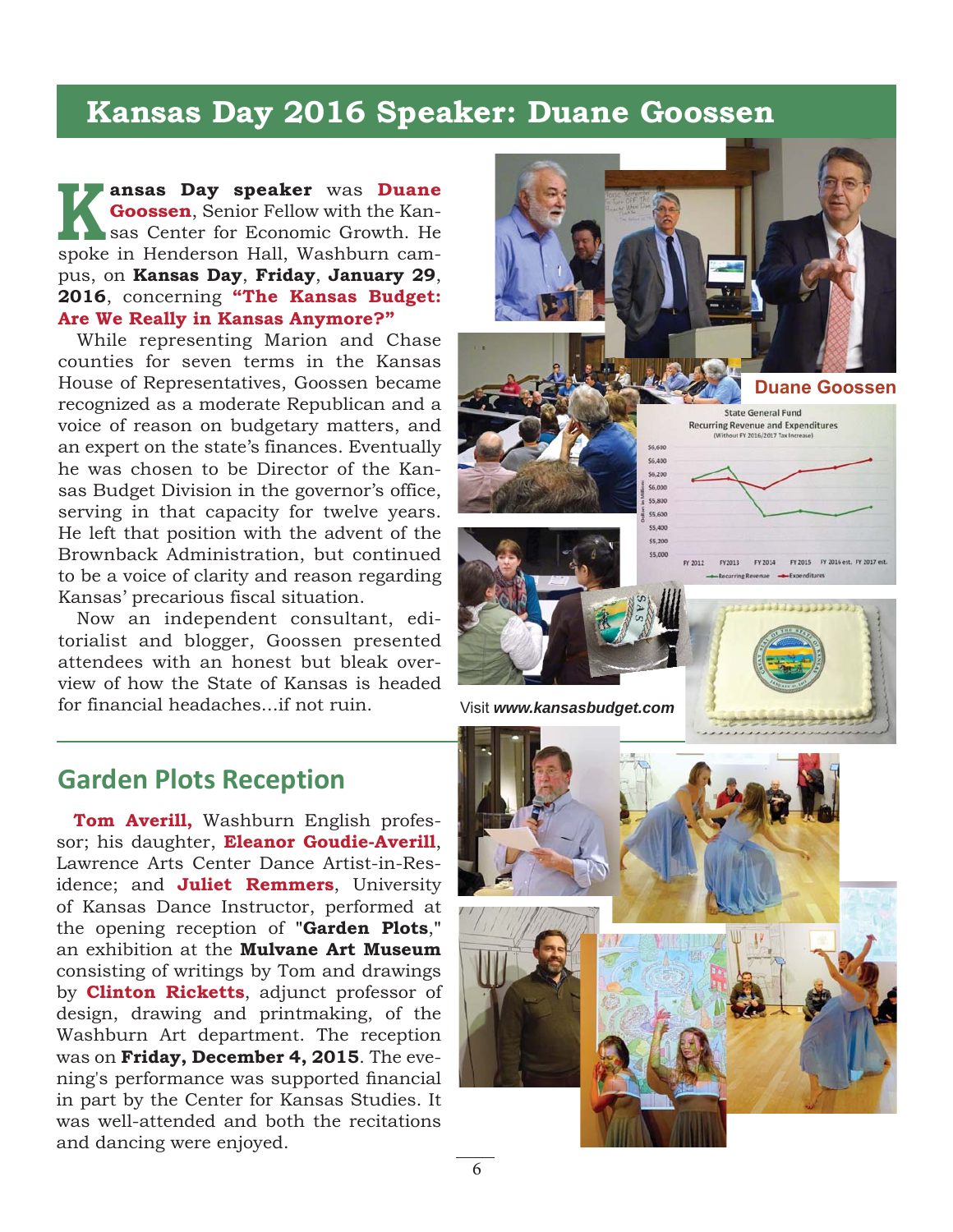## Kansas Day 2016 Speaker: Duane Goossen

**Kansas Day speaker** was **Duane Goossen**, Senior Fellow with the Kansas Center for Economic Growth. He spoke in Henderson Hall, Washburn campus, on **Kansas Day**, **Friday**, **January 29**, **2016**, concerning **"The Kansas Budget: Are We Really in Kansas Anymore?"**

While representing Marion and Chase counties for seven terms in the Kansas House of Representatives, Goossen became recognized as a moderate Republican and a voice of reason on budgetary matters, and an expert on the state's finances. Eventually he was chosen to be Director of the Kansas Budget Division in the governor's office, serving in that capacity for twelve years. He left that position with the advent of the Brownback Administration, but continued to be a voice of clarity and reason regarding Kansas' precarious fiscal situation.

Now an independent consultant, editorialist and blogger, Goossen presented attendees with an honest but bleak overview of how the State of Kansas is headed for financial headaches...if not ruin.

**Duane Goossen**

Visit ***www.kansasbudget.com***

## Garden Plots Reception

**Tom Averill,** Washburn English professor; his daughter, **Eleanor Goudie-Averill**, Lawrence Arts Center Dance Artist-in-Residence; and **Juliet Remmers**, University of Kansas Dance Instructor, performed at the opening reception of "**Garden Plots**," an exhibition at the **Mulvane Art Museum** consisting of writings by Tom and drawings by **Clinton Ricketts**, adjunct professor of design, drawing and printmaking, of the Washburn Art department. The reception was on **Friday, December 4, 2015**. The evening's performance was supported financial in part by the Center for Kansas Studies. It was well-attended and both the recitations and dancing were enjoyed.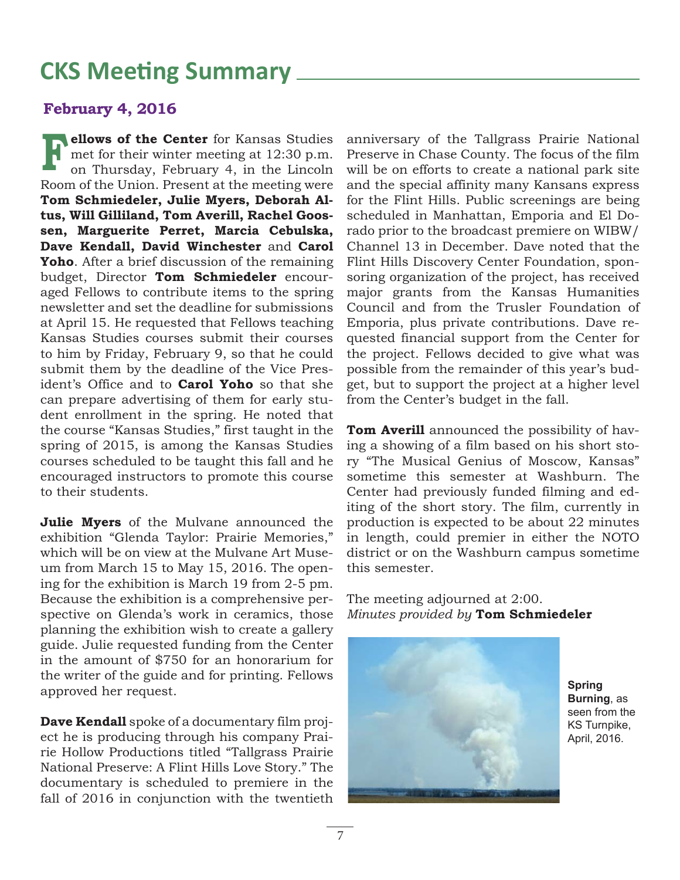# CKS Meeting Summary

## February 4, 2016

**Fellows of the Center** for Kansas Studies met for their winter meeting at 12:30 p.m. on Thursday, February 4, in the Lincoln Room of the Union. Present at the meeting were **Tom Schmiedeler, Julie Myers, Deborah Altus, Will Gilliland, Tom Averill, Rachel Goossen, Marguerite Perret, Marcia Cebulska, Dave Kendall, David Winchester** and **Carol Yoho**. After a brief discussion of the remaining budget, Director **Tom Schmiedeler** encouraged Fellows to contribute items to the spring newsletter and set the deadline for submissions at April 15. He requested that Fellows teaching Kansas Studies courses submit their courses to him by Friday, February 9, so that he could submit them by the deadline of the Vice President's Office and to **Carol Yoho** so that she can prepare advertising of them for early student enrollment in the spring. He noted that the course "Kansas Studies," first taught in the spring of 2015, is among the Kansas Studies courses scheduled to be taught this fall and he encouraged instructors to promote this course to their students.

**Julie Myers** of the Mulvane announced the exhibition "Glenda Taylor: Prairie Memories," which will be on view at the Mulvane Art Museum from March 15 to May 15, 2016. The opening for the exhibition is March 19 from 2-5 pm. Because the exhibition is a comprehensive perspective on Glenda's work in ceramics, those planning the exhibition wish to create a gallery guide. Julie requested funding from the Center in the amount of $750 for an honorarium for the writer of the guide and for printing. Fellows approved her request.

**Dave Kendall** spoke of a documentary film project he is producing through his company Prairie Hollow Productions titled "Tallgrass Prairie National Preserve: A Flint Hills Love Story." The documentary is scheduled to premiere in the fall of 2016 in conjunction with the twentieth anniversary of the Tallgrass Prairie National Preserve in Chase County. The focus of the film will be on efforts to create a national park site and the special affinity many Kansans express for the Flint Hills. Public screenings are being scheduled in Manhattan, Emporia and El Dorado prior to the broadcast premiere on WIBW/ Channel 13 in December. Dave noted that the Flint Hills Discovery Center Foundation, sponsoring organization of the project, has received major grants from the Kansas Humanities Council and from the Trusler Foundation of Emporia, plus private contributions. Dave requested financial support from the Center for the project. Fellows decided to give what was possible from the remainder of this year's budget, but to support the project at a higher level from the Center's budget in the fall.

**Tom Averill** announced the possibility of having a showing of a film based on his short story "The Musical Genius of Moscow, Kansas" sometime this semester at Washburn. The Center had previously funded filming and editing of the short story. The film, currently in production is expected to be about 22 minutes in length, could premier in either the NOTO district or on the Washburn campus sometime this semester.

The meeting adjourned at 2:00.
*Minutes provided by* **Tom Schmiedeler**

**Spring Burning**, as seen from the KS Turnpike, April, 2016.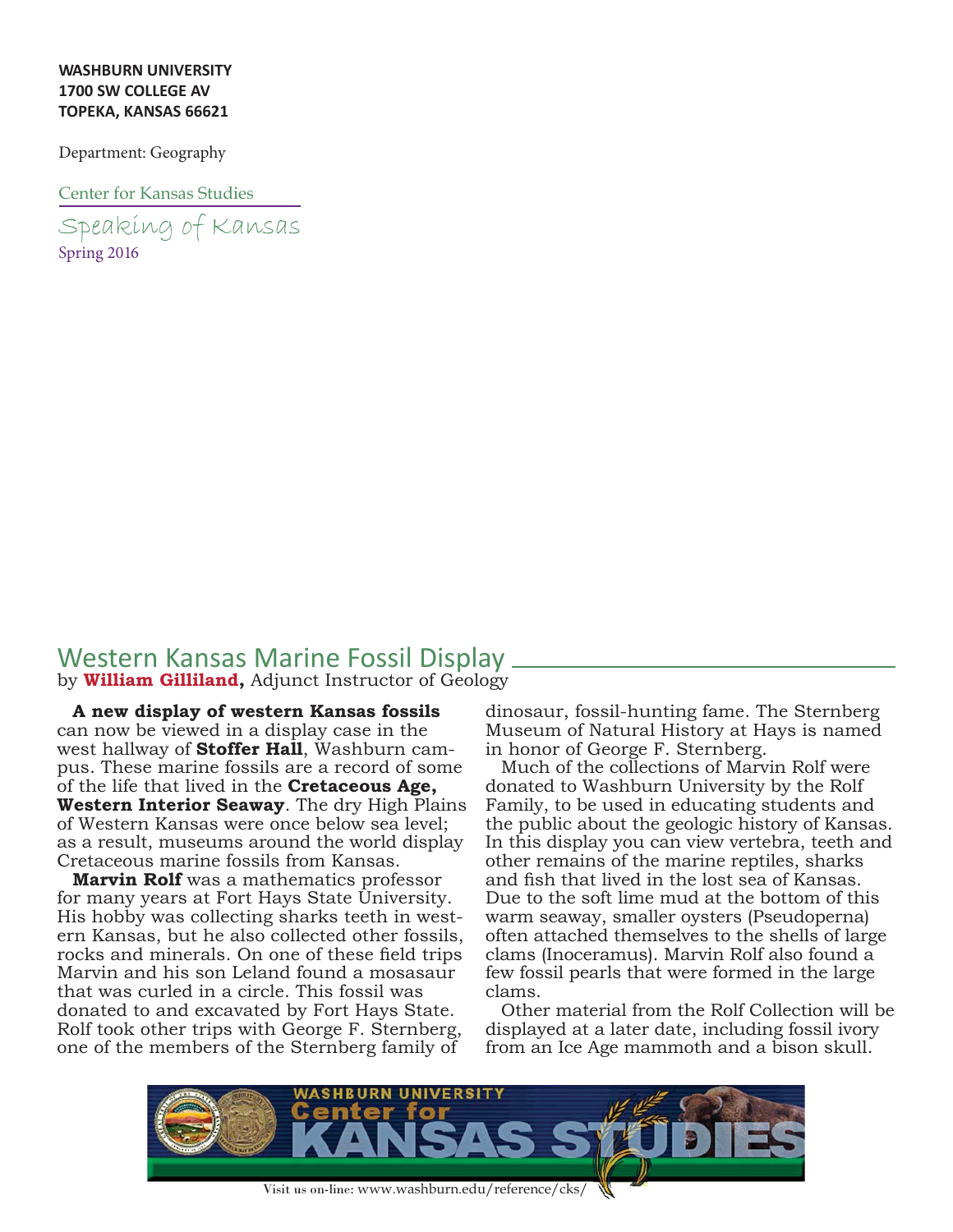**WASHBURN UNIVERSITY**
**1700 SW COLLEGE AV**
**TOPEKA, KANSAS 66621**

Department: Geography

Center for Kansas Studies

Speaking of Kansas

Spring 2016

## Western Kansas Marine Fossil Display

by **William Gilliland,** Adjunct Instructor of Geology

**A new display of western Kansas fossils** can now be viewed in a display case in the west hallway of **Stoffer Hall**, Washburn campus. These marine fossils are a record of some of the life that lived in the **Cretaceous Age, Western Interior Seaway**. The dry High Plains of Western Kansas were once below sea level; as a result, museums around the world display Cretaceous marine fossils from Kansas.

**Marvin Rolf** was a mathematics professor for many years at Fort Hays State University. His hobby was collecting sharks teeth in western Kansas, but he also collected other fossils, rocks and minerals. On one of these field trips Marvin and his son Leland found a mosasaur that was curled in a circle. This fossil was donated to and excavated by Fort Hays State. Rolf took other trips with George F. Sternberg, one of the members of the Sternberg family of dinosaur, fossil-hunting fame. The Sternberg Museum of Natural History at Hays is named in honor of George F. Sternberg.

Much of the collections of Marvin Rolf were donated to Washburn University by the Rolf Family, to be used in educating students and the public about the geologic history of Kansas. In this display you can view vertebra, teeth and other remains of the marine reptiles, sharks and fish that lived in the lost sea of Kansas. Due to the soft lime mud at the bottom of this warm seaway, smaller oysters (Pseudoperna) often attached themselves to the shells of large clams (Inoceramus). Marvin Rolf also found a few fossil pearls that were formed in the large clams.

Other material from the Rolf Collection will be displayed at a later date, including fossil ivory from an Ice Age mammoth and a bison skull.

WASHBURN UNIVERSITY Center for KANSAS STUDIES

Visit us on-line: www.washburn.edu/reference/cks/